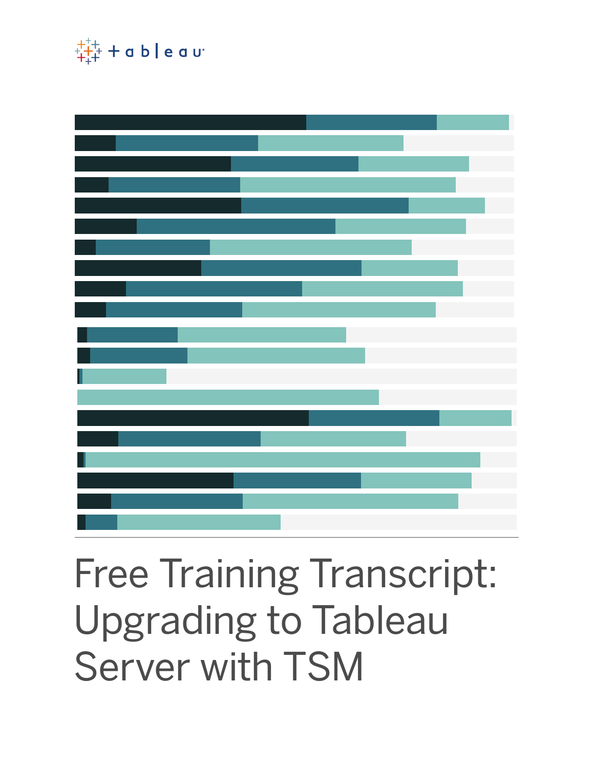# Free Training Transcript: Upgrading to Tableau Server with TSM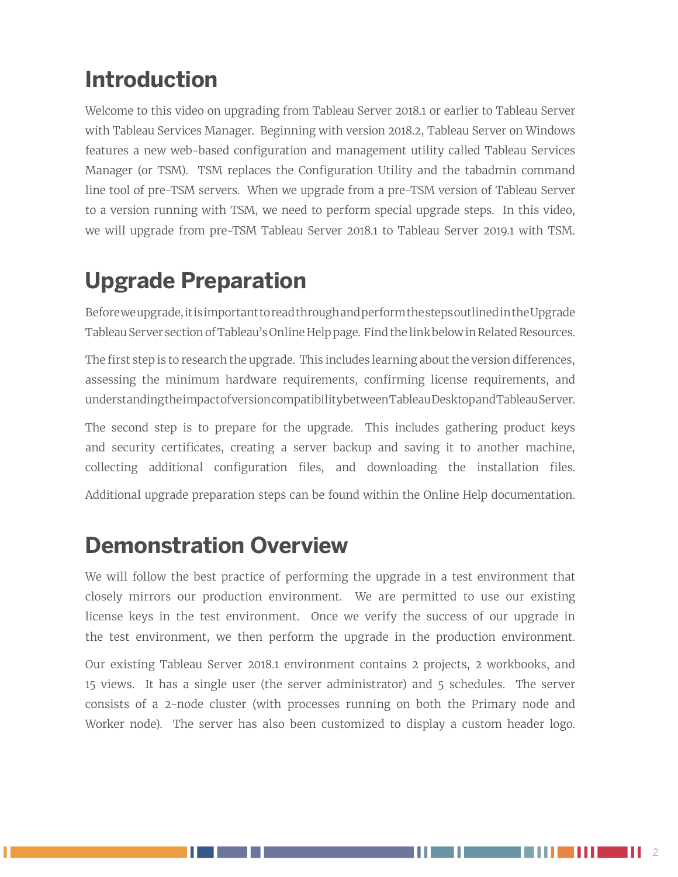# Introduction

Welcome to this video on upgrading from Tableau Server 2018.1 or earlier to Tableau Server with Tableau Services Manager. Beginning with version 2018.2, Tableau Server on Windows features a new web-based configuration and management utility called Tableau Services Manager (or TSM). TSM replaces the Configuration Utility and the tabadmin command line tool of pre-TSM servers. When we upgrade from a pre-TSM version of Tableau Server to a version running with TSM, we need to perform special upgrade steps. In this video, we will upgrade from pre-TSM Tableau Server 2018.1 to Tableau Server 2019.1 with TSM.

# Upgrade Preparation

Before we upgrade, it is important to read through and perform the steps outlined in the Upgrade Tableau Server section of Tableau's Online Help page. Find the link below in Related Resources.

The first step is to research the upgrade. This includes learning about the version differences, assessing the minimum hardware requirements, confirming license requirements, and understanding the impact of version compatibility between Tableau Desktop and Tableau Server.

The second step is to prepare for the upgrade. This includes gathering product keys and security certificates, creating a server backup and saving it to another machine, collecting additional configuration files, and downloading the installation files.

Additional upgrade preparation steps can be found within the Online Help documentation.

# Demonstration Overview

We will follow the best practice of performing the upgrade in a test environment that closely mirrors our production environment. We are permitted to use our existing license keys in the test environment. Once we verify the success of our upgrade in the test environment, we then perform the upgrade in the production environment.

Our existing Tableau Server 2018.1 environment contains 2 projects, 2 workbooks, and 15 views. It has a single user (the server administrator) and 5 schedules. The server consists of a 2-node cluster (with processes running on both the Primary node and Worker node). The server has also been customized to display a custom header logo.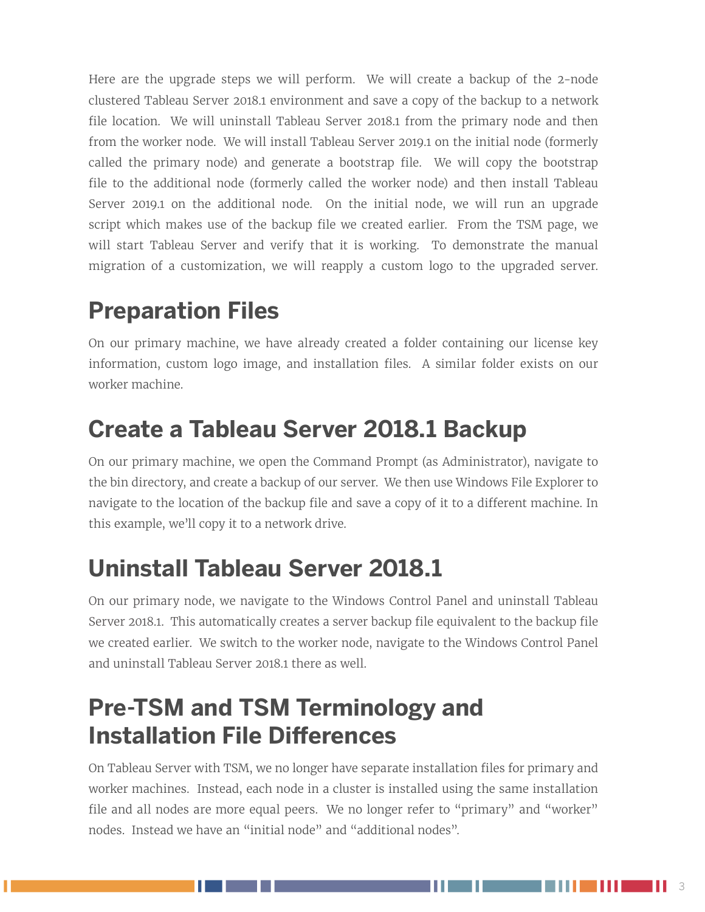Here are the upgrade steps we will perform. We will create a backup of the 2-node clustered Tableau Server 2018.1 environment and save a copy of the backup to a network file location. We will uninstall Tableau Server 2018.1 from the primary node and then from the worker node. We will install Tableau Server 2019.1 on the initial node (formerly called the primary node) and generate a bootstrap file. We will copy the bootstrap file to the additional node (formerly called the worker node) and then install Tableau Server 2019.1 on the additional node. On the initial node, we will run an upgrade script which makes use of the backup file we created earlier. From the TSM page, we will start Tableau Server and verify that it is working. To demonstrate the manual migration of a customization, we will reapply a custom logo to the upgraded server.

## Preparation Files

On our primary machine, we have already created a folder containing our license key information, custom logo image, and installation files. A similar folder exists on our worker machine.

## Create a Tableau Server 2018.1 Backup

On our primary machine, we open the Command Prompt (as Administrator), navigate to the bin directory, and create a backup of our server. We then use Windows File Explorer to navigate to the location of the backup file and save a copy of it to a different machine. In this example, we'll copy it to a network drive.

## Uninstall Tableau Server 2018.1

On our primary node, we navigate to the Windows Control Panel and uninstall Tableau Server 2018.1. This automatically creates a server backup file equivalent to the backup file we created earlier. We switch to the worker node, navigate to the Windows Control Panel and uninstall Tableau Server 2018.1 there as well.

## Pre-TSM and TSM Terminology and Installation File Differences

On Tableau Server with TSM, we no longer have separate installation files for primary and worker machines. Instead, each node in a cluster is installed using the same installation file and all nodes are more equal peers. We no longer refer to "primary" and "worker" nodes. Instead we have an "initial node" and "additional nodes".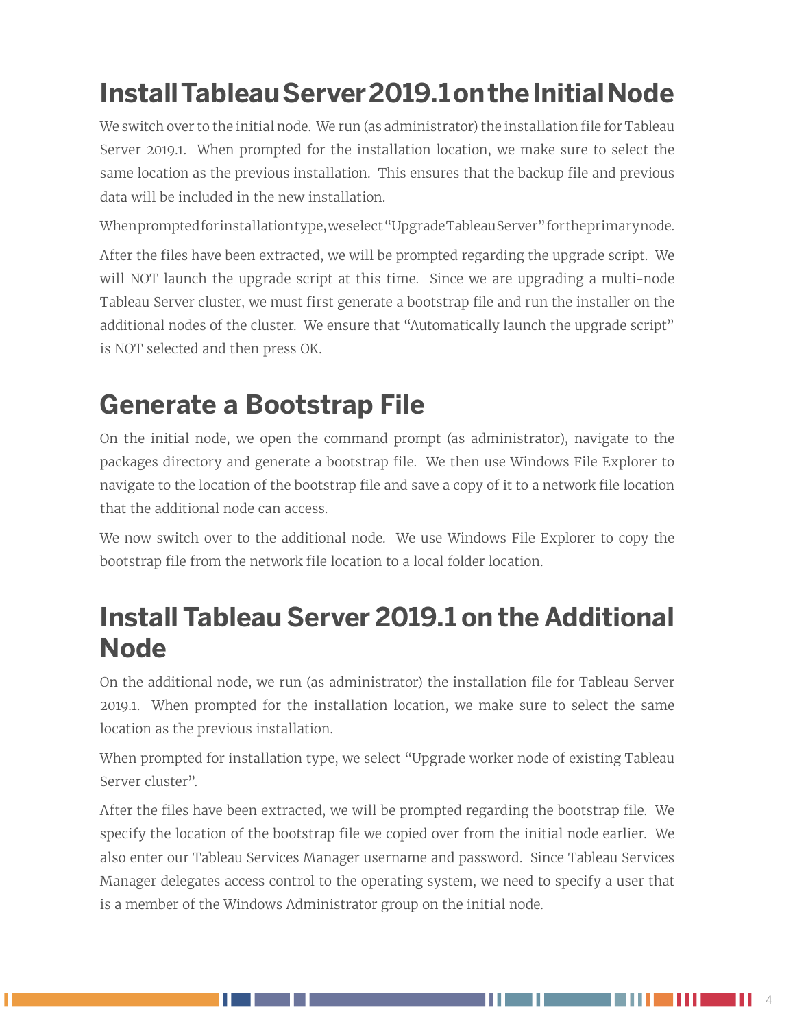# Install Tableau Server 2019.1 on the Initial Node

We switch over to the initial node. We run (as administrator) the installation file for Tableau Server 2019.1. When prompted for the installation location, we make sure to select the same location as the previous installation. This ensures that the backup file and previous data will be included in the new installation.

When prompted for installation type, we select "Upgrade Tableau Server" for the primary node.

After the files have been extracted, we will be prompted regarding the upgrade script. We will NOT launch the upgrade script at this time. Since we are upgrading a multi-node Tableau Server cluster, we must first generate a bootstrap file and run the installer on the additional nodes of the cluster. We ensure that "Automatically launch the upgrade script" is NOT selected and then press OK.

# Generate a Bootstrap File

On the initial node, we open the command prompt (as administrator), navigate to the packages directory and generate a bootstrap file. We then use Windows File Explorer to navigate to the location of the bootstrap file and save a copy of it to a network file location that the additional node can access.

We now switch over to the additional node. We use Windows File Explorer to copy the bootstrap file from the network file location to a local folder location.

# Install Tableau Server 2019.1 on the Additional Node

On the additional node, we run (as administrator) the installation file for Tableau Server 2019.1. When prompted for the installation location, we make sure to select the same location as the previous installation.

When prompted for installation type, we select "Upgrade worker node of existing Tableau Server cluster".

After the files have been extracted, we will be prompted regarding the bootstrap file. We specify the location of the bootstrap file we copied over from the initial node earlier. We also enter our Tableau Services Manager username and password. Since Tableau Services Manager delegates access control to the operating system, we need to specify a user that is a member of the Windows Administrator group on the initial node.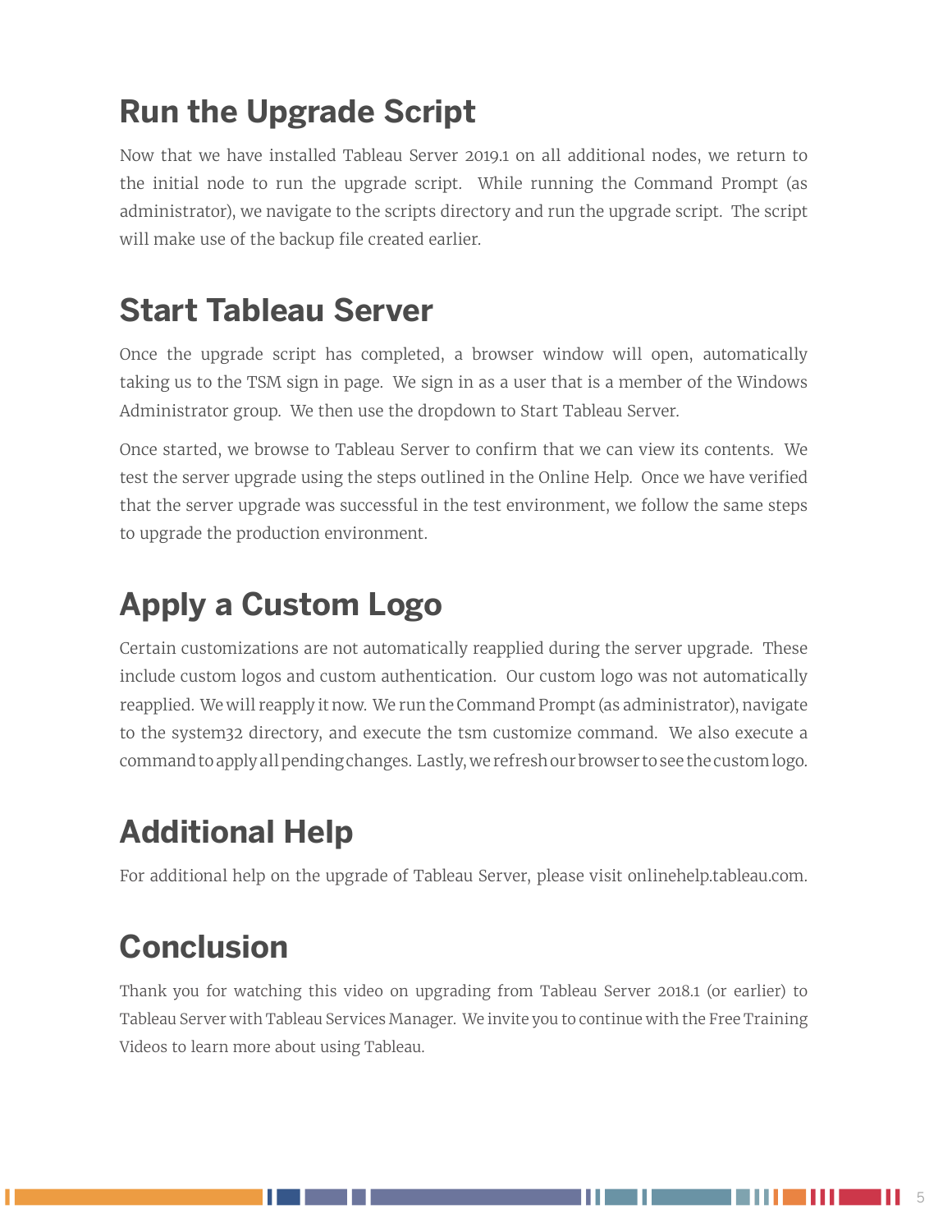## Run the Upgrade Script

Now that we have installed Tableau Server 2019.1 on all additional nodes, we return to the initial node to run the upgrade script. While running the Command Prompt (as administrator), we navigate to the scripts directory and run the upgrade script. The script will make use of the backup file created earlier.

## Start Tableau Server

Once the upgrade script has completed, a browser window will open, automatically taking us to the TSM sign in page. We sign in as a user that is a member of the Windows Administrator group. We then use the dropdown to Start Tableau Server.

Once started, we browse to Tableau Server to confirm that we can view its contents. We test the server upgrade using the steps outlined in the Online Help. Once we have verified that the server upgrade was successful in the test environment, we follow the same steps to upgrade the production environment.

## Apply a Custom Logo

Certain customizations are not automatically reapplied during the server upgrade. These include custom logos and custom authentication. Our custom logo was not automatically reapplied. We will reapply it now. We run the Command Prompt (as administrator), navigate to the system32 directory, and execute the tsm customize command. We also execute a command to apply all pending changes. Lastly, we refresh our browser to see the custom logo.

## Additional Help

For additional help on the upgrade of Tableau Server, please visit onlinehelp.tableau.com.

## Conclusion

Thank you for watching this video on upgrading from Tableau Server 2018.1 (or earlier) to Tableau Server with Tableau Services Manager. We invite you to continue with the Free Training Videos to learn more about using Tableau.